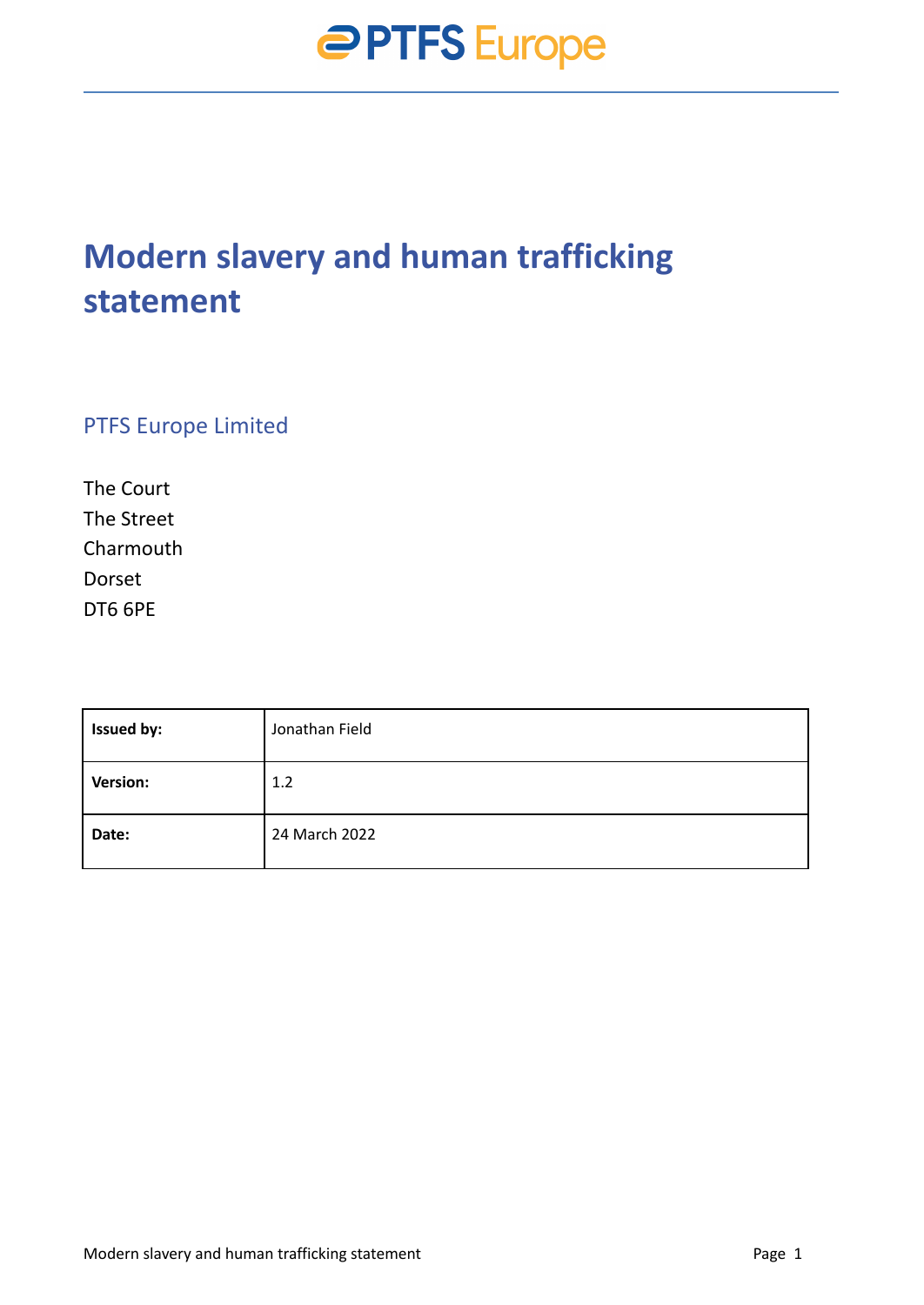# Modern slavery and human trafficking statement

## PTFS Europe Limited

The Court
The Street
Charmouth
Dorset
DT6 6PE

| **Issued by:** | Jonathan Field |
|---|---|
| **Version:** | 1.2 |
| **Date:** | 24 March 2022 |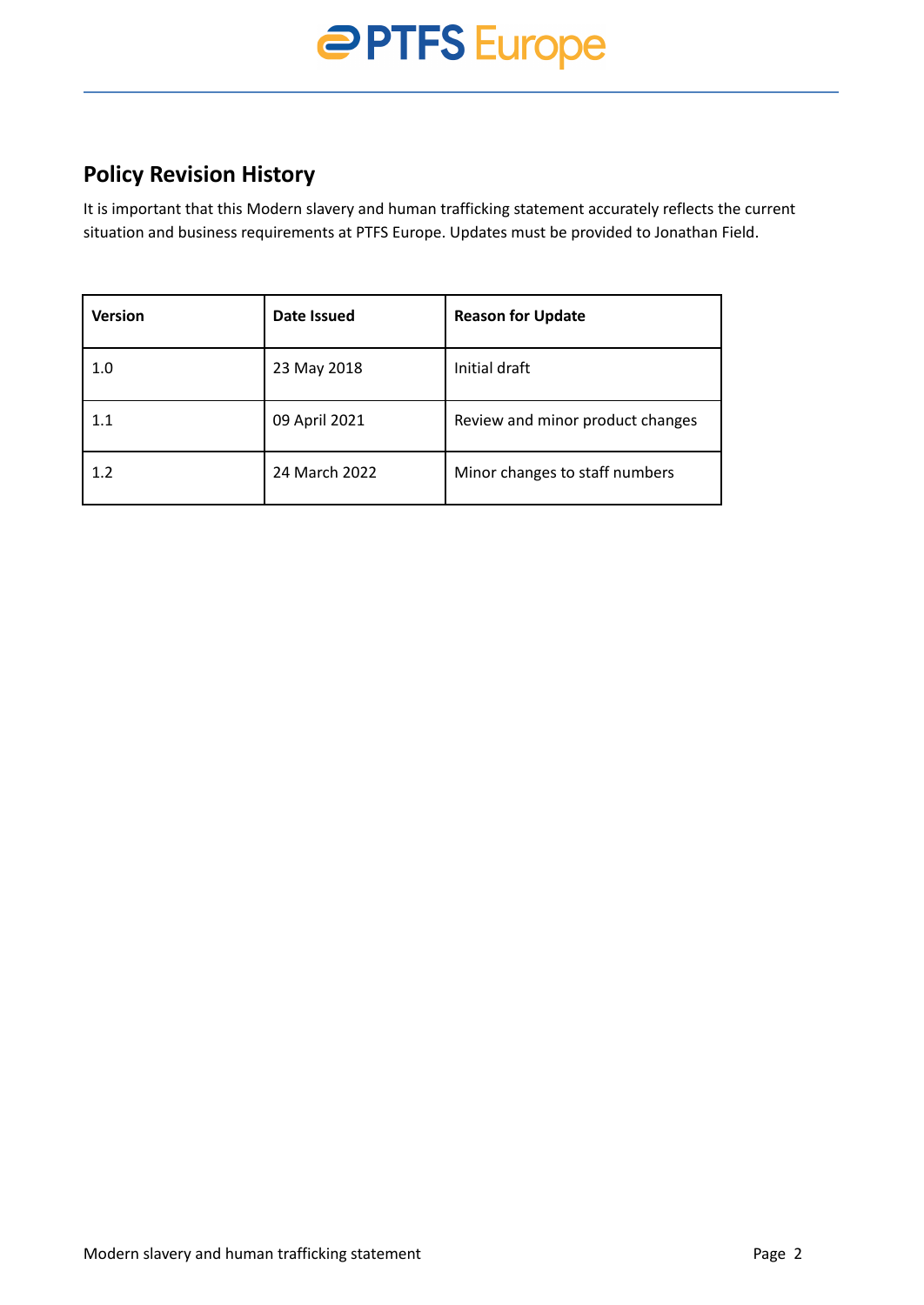## Policy Revision History

It is important that this Modern slavery and human trafficking statement accurately reflects the current situation and business requirements at PTFS Europe. Updates must be provided to Jonathan Field.

| Version | Date Issued | Reason for Update |
|---|---|---|
| 1.0 | 23 May 2018 | Initial draft |
| 1.1 | 09 April 2021 | Review and minor product changes |
| 1.2 | 24 March 2022 | Minor changes to staff numbers |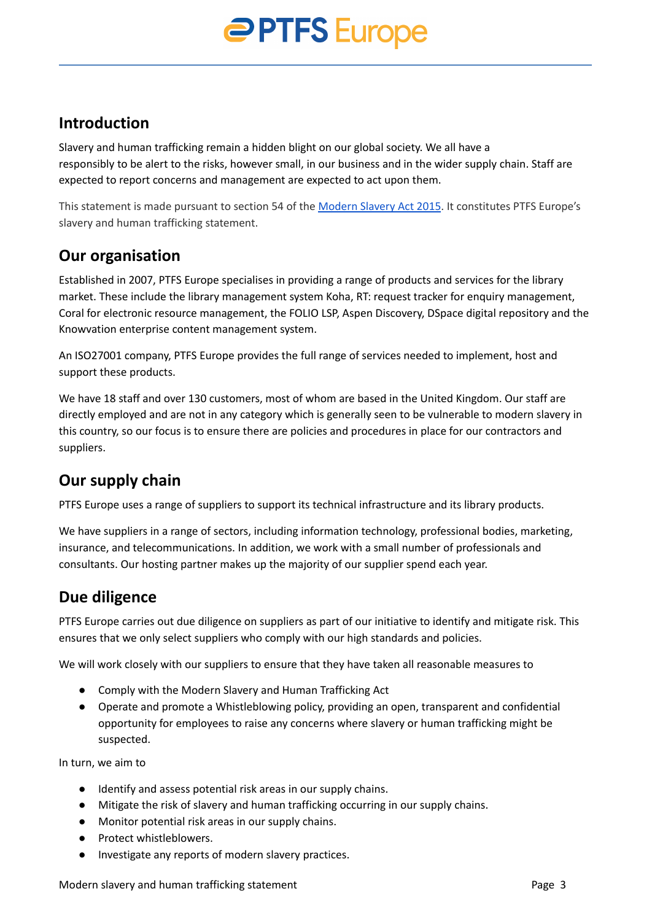## Introduction

Slavery and human trafficking remain a hidden blight on our global society. We all have a responsibly to be alert to the risks, however small, in our business and in the wider supply chain. Staff are expected to report concerns and management are expected to act upon them.

This statement is made pursuant to section 54 of the [Modern Slavery Act 2015](). It constitutes PTFS Europe's slavery and human trafficking statement.

## Our organisation

Established in 2007, PTFS Europe specialises in providing a range of products and services for the library market. These include the library management system Koha, RT: request tracker for enquiry management, Coral for electronic resource management, the FOLIO LSP, Aspen Discovery, DSpace digital repository and the Knowvation enterprise content management system.

An ISO27001 company, PTFS Europe provides the full range of services needed to implement, host and support these products.

We have 18 staff and over 130 customers, most of whom are based in the United Kingdom. Our staff are directly employed and are not in any category which is generally seen to be vulnerable to modern slavery in this country, so our focus is to ensure there are policies and procedures in place for our contractors and suppliers.

## Our supply chain

PTFS Europe uses a range of suppliers to support its technical infrastructure and its library products.

We have suppliers in a range of sectors, including information technology, professional bodies, marketing, insurance, and telecommunications. In addition, we work with a small number of professionals and consultants. Our hosting partner makes up the majority of our supplier spend each year.

## Due diligence

PTFS Europe carries out due diligence on suppliers as part of our initiative to identify and mitigate risk. This ensures that we only select suppliers who comply with our high standards and policies.

We will work closely with our suppliers to ensure that they have taken all reasonable measures to

- Comply with the Modern Slavery and Human Trafficking Act
- Operate and promote a Whistleblowing policy, providing an open, transparent and confidential opportunity for employees to raise any concerns where slavery or human trafficking might be suspected.

In turn, we aim to

- Identify and assess potential risk areas in our supply chains.
- Mitigate the risk of slavery and human trafficking occurring in our supply chains.
- Monitor potential risk areas in our supply chains.
- Protect whistleblowers.
- Investigate any reports of modern slavery practices.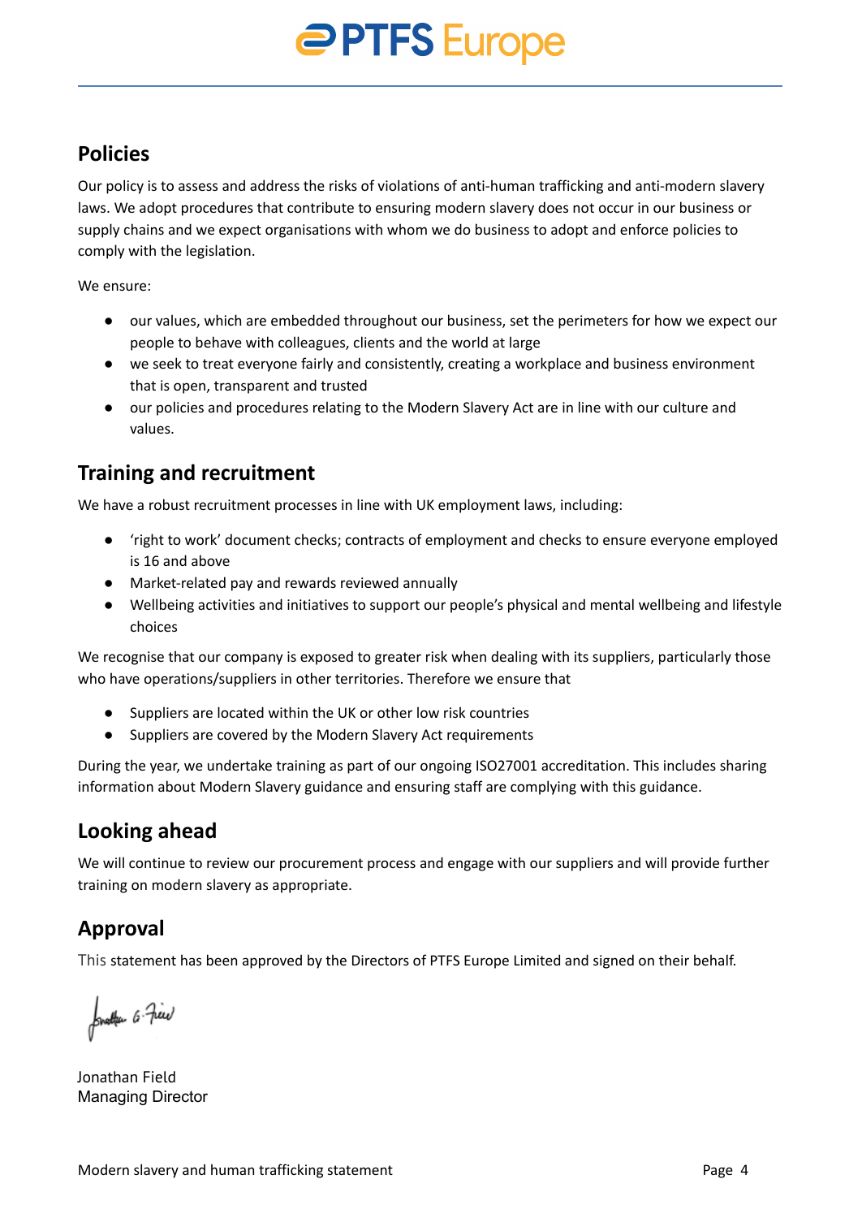## Policies

Our policy is to assess and address the risks of violations of anti-human trafficking and anti-modern slavery laws. We adopt procedures that contribute to ensuring modern slavery does not occur in our business or supply chains and we expect organisations with whom we do business to adopt and enforce policies to comply with the legislation.

We ensure:

- our values, which are embedded throughout our business, set the perimeters for how we expect our people to behave with colleagues, clients and the world at large
- we seek to treat everyone fairly and consistently, creating a workplace and business environment that is open, transparent and trusted
- our policies and procedures relating to the Modern Slavery Act are in line with our culture and values.

## Training and recruitment

We have a robust recruitment processes in line with UK employment laws, including:

- 'right to work' document checks; contracts of employment and checks to ensure everyone employed is 16 and above
- Market-related pay and rewards reviewed annually
- Wellbeing activities and initiatives to support our people's physical and mental wellbeing and lifestyle choices

We recognise that our company is exposed to greater risk when dealing with its suppliers, particularly those who have operations/suppliers in other territories. Therefore we ensure that

- Suppliers are located within the UK or other low risk countries
- Suppliers are covered by the Modern Slavery Act requirements

During the year, we undertake training as part of our ongoing ISO27001 accreditation. This includes sharing information about Modern Slavery guidance and ensuring staff are complying with this guidance.

## Looking ahead

We will continue to review our procurement process and engage with our suppliers and will provide further training on modern slavery as appropriate.

## Approval

This statement has been approved by the Directors of PTFS Europe Limited and signed on their behalf.

Jonathan Field
Managing Director